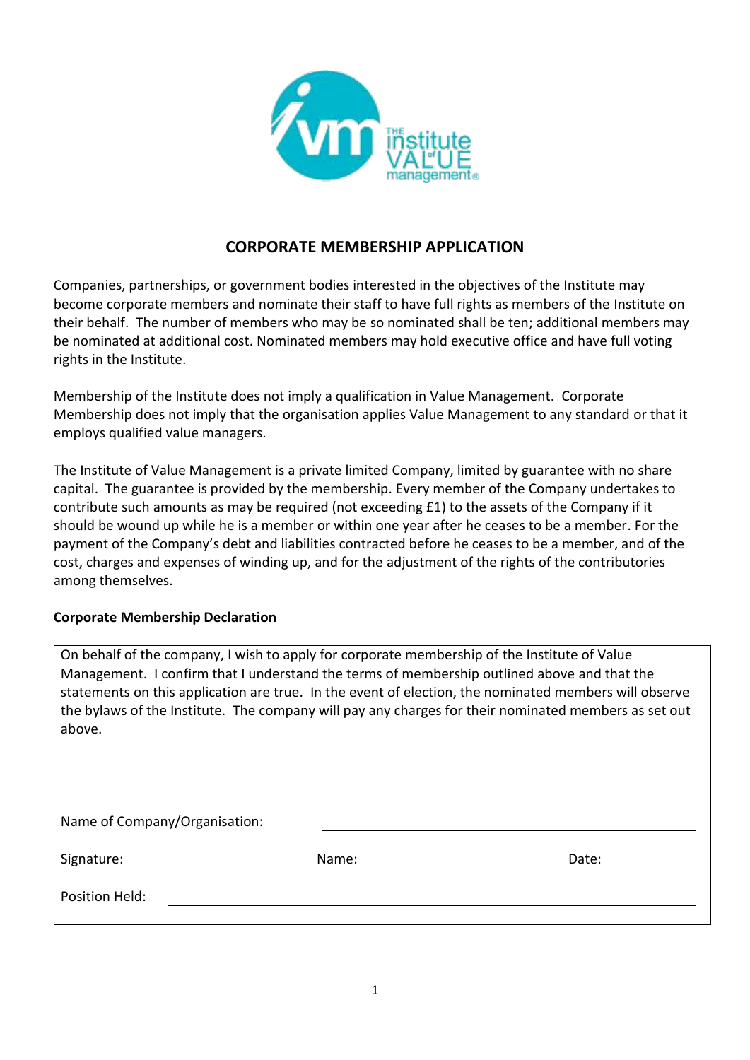# CORPORATE MEMBERSHIP APPLICATION

Companies, partnerships, or government bodies interested in the objectives of the Institute may become corporate members and nominate their staff to have full rights as members of the Institute on their behalf. The number of members who may be so nominated shall be ten; additional members may be nominated at additional cost. Nominated members may hold executive office and have full voting rights in the Institute.

Membership of the Institute does not imply a qualification in Value Management. Corporate Membership does not imply that the organisation applies Value Management to any standard or that it employs qualified value managers.

The Institute of Value Management is a private limited Company, limited by guarantee with no share capital. The guarantee is provided by the membership. Every member of the Company undertakes to contribute such amounts as may be required (not exceeding £1) to the assets of the Company if it should be wound up while he is a member or within one year after he ceases to be a member. For the payment of the Company's debt and liabilities contracted before he ceases to be a member, and of the cost, charges and expenses of winding up, and for the adjustment of the rights of the contributories among themselves.

**Corporate Membership Declaration**

On behalf of the company, I wish to apply for corporate membership of the Institute of Value Management. I confirm that I understand the terms of membership outlined above and that the statements on this application are true. In the event of election, the nominated members will observe the bylaws of the Institute. The company will pay any charges for their nominated members as set out above.

Name of Company/Organisation: ______________________________

Signature: ____________________ Name: ____________________ Date: __________

Position Held: ______________________________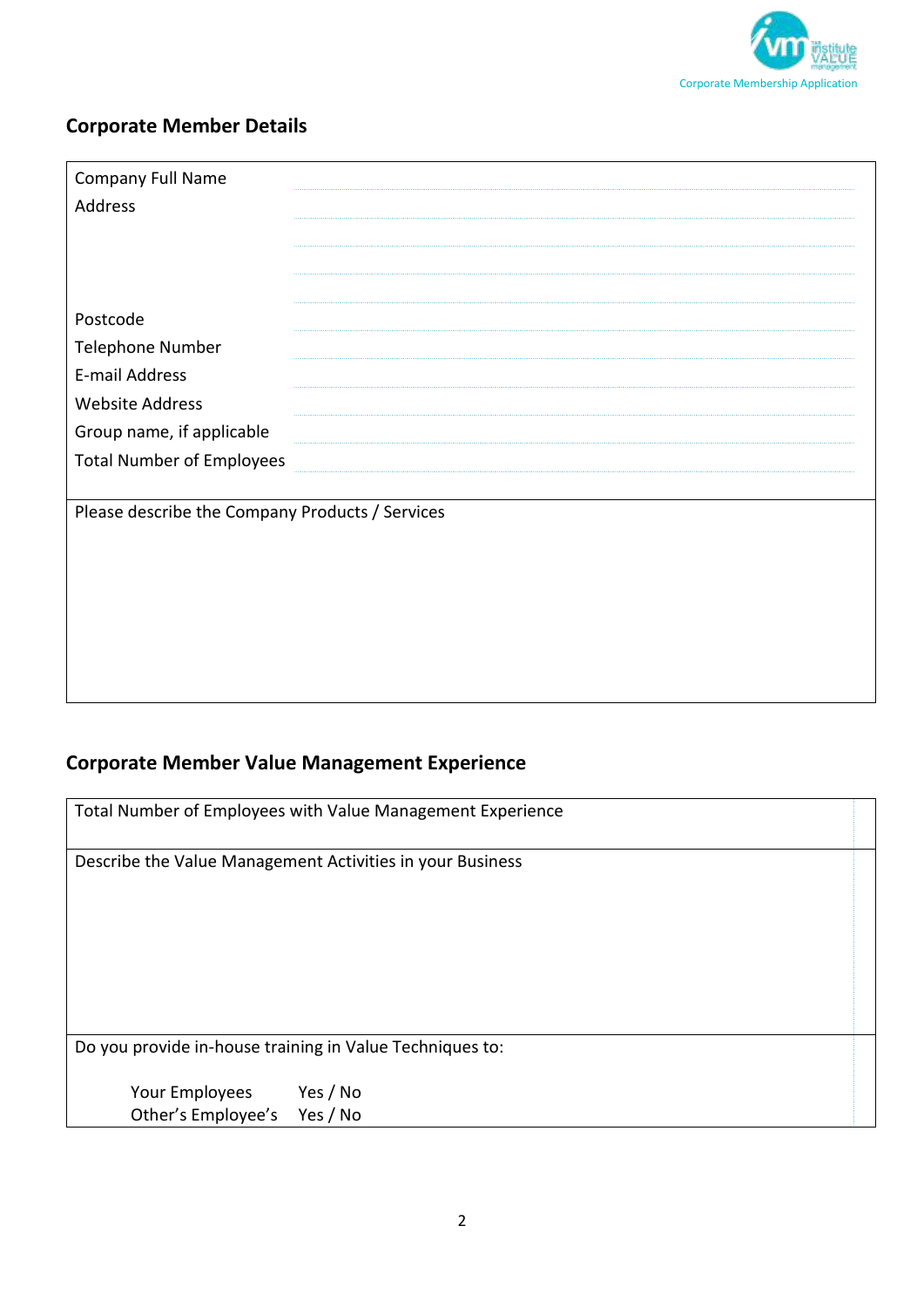## Corporate Member Details

| | |
|---|---|
| Company Full Name | |
| Address | |
| | |
| | |
| | |
| Postcode | |
| Telephone Number | |
| E-mail Address | |
| Website Address | |
| Group name, if applicable | |
| Total Number of Employees | |

Please describe the Company Products / Services

## Corporate Member Value Management Experience

Total Number of Employees with Value Management Experience

Describe the Value Management Activities in your Business

Do you provide in-house training in Value Techniques to:

| | |
|---|---|
| Your Employees | Yes / No |
| Other's Employee's | Yes / No |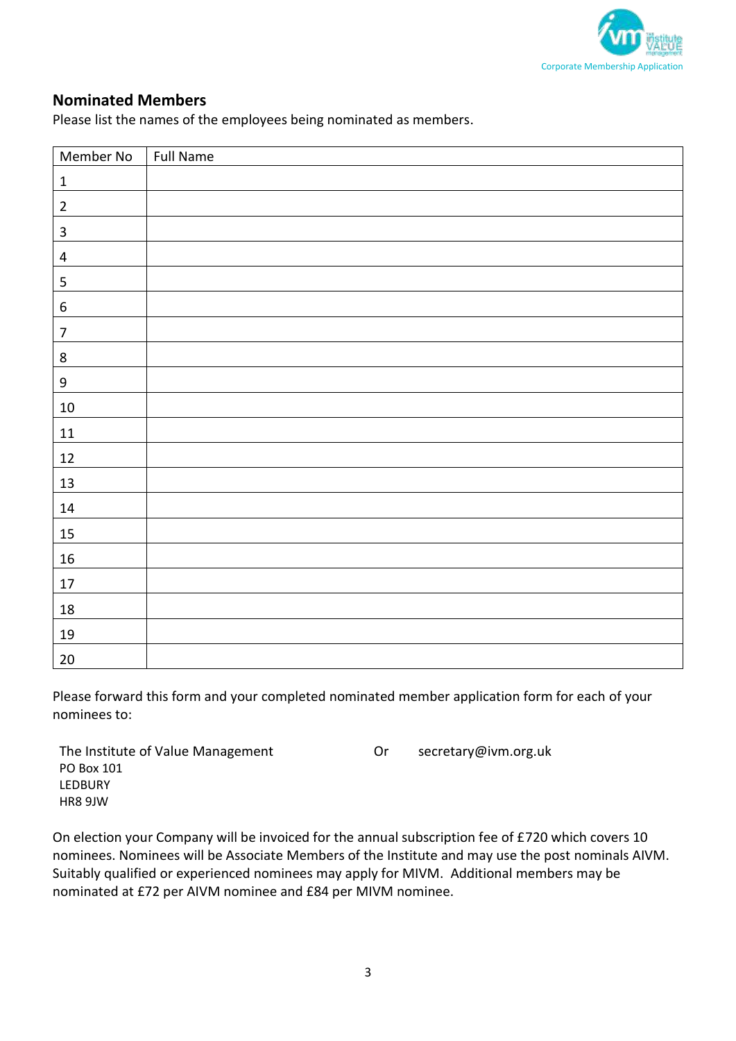## Nominated Members

Please list the names of the employees being nominated as members.

| Member No | Full Name |
|---|---|
| 1 | |
| 2 | |
| 3 | |
| 4 | |
| 5 | |
| 6 | |
| 7 | |
| 8 | |
| 9 | |
| 10 | |
| 11 | |
| 12 | |
| 13 | |
| 14 | |
| 15 | |
| 16 | |
| 17 | |
| 18 | |
| 19 | |
| 20 | |

Please forward this form and your completed nominated member application form for each of your nominees to:

The Institute of Value Management
PO Box 101
LEDBURY
HR8 9JW

Or secretary@ivm.org.uk

On election your Company will be invoiced for the annual subscription fee of £720 which covers 10 nominees. Nominees will be Associate Members of the Institute and may use the post nominals AIVM. Suitably qualified or experienced nominees may apply for MIVM. Additional members may be nominated at £72 per AIVM nominee and £84 per MIVM nominee.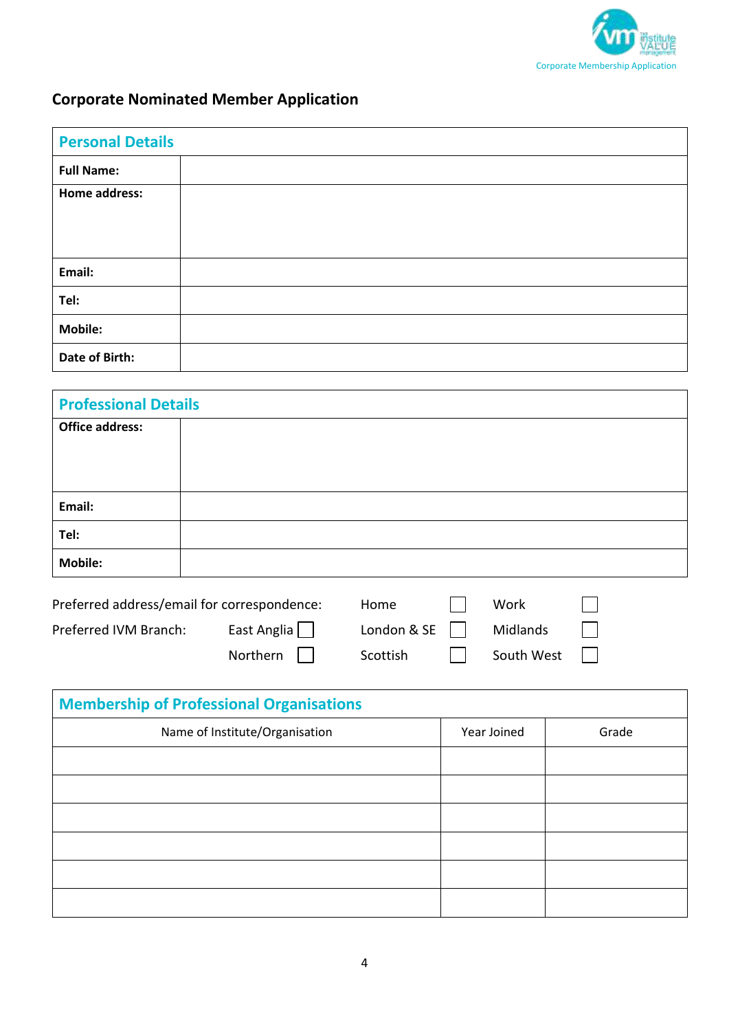## Corporate Nominated Member Application

| Personal Details | |
|---|---|
| **Full Name:** | |
| **Home address:** | |
| **Email:** | |
| **Tel:** | |
| **Mobile:** | |
| **Date of Birth:** | |

| Professional Details | |
|---|---|
| **Office address:** | |
| **Email:** | |
| **Tel:** | |
| **Mobile:** | |

Preferred address/email for correspondence: Home ☐ Work ☐

Preferred IVM Branch: East Anglia ☐ London & SE ☐ Midlands ☐ Northern ☐ Scottish ☐ South West ☐

| Membership of Professional Organisations | | |
|---|---|---|
| Name of Institute/Organisation | Year Joined | Grade |
| | | |
| | | |
| | | |
| | | |
| | | |
| | | |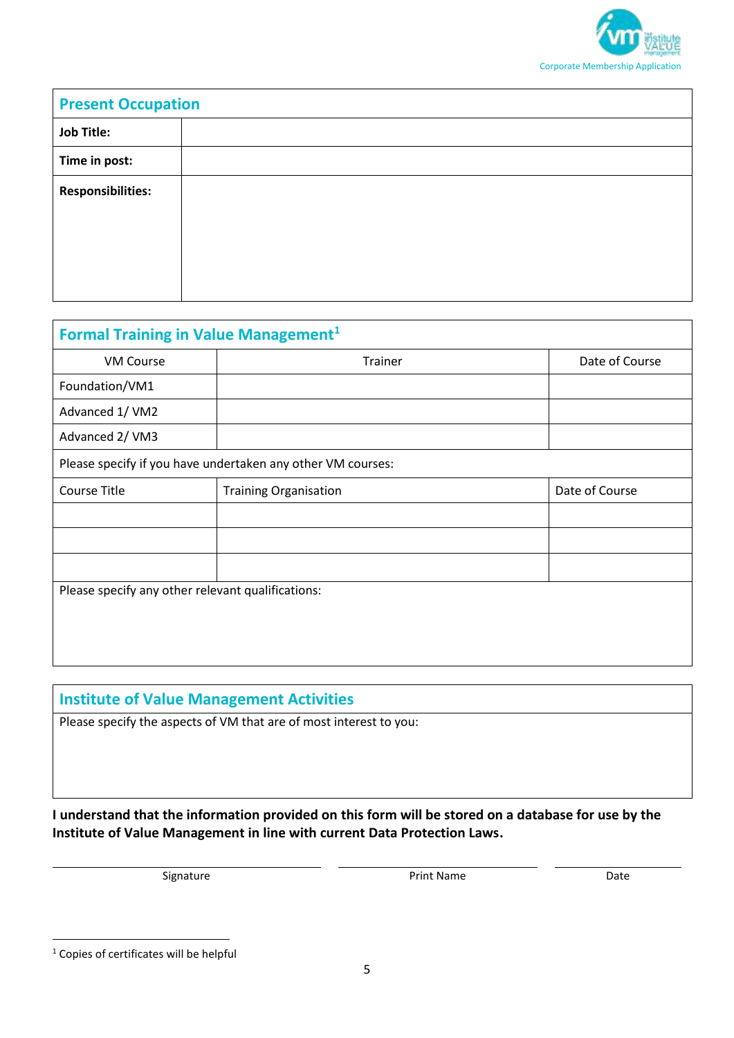## Present Occupation

| | |
|---|---|
| **Job Title:** | |
| **Time in post:** | |
| **Responsibilities:** | |

## Formal Training in Value Management[1]

| VM Course | Trainer | Date of Course |
|---|---|---|
| Foundation/VM1 | | |
| Advanced 1/ VM2 | | |
| Advanced 2/ VM3 | | |
| Please specify if you have undertaken any other VM courses: | | |
| Course Title | Training Organisation | Date of Course |
| | | |
| | | |
| | | |
| Please specify any other relevant qualifications: | | |

## Institute of Value Management Activities

| |
|---|
| Please specify the aspects of VM that are of most interest to you: |

**I understand that the information provided on this form will be stored on a database for use by the Institute of Value Management in line with current Data Protection Laws.**

| | | |
|---|---|---|
| Signature | Print Name | Date |

[1] Copies of certificates will be helpful